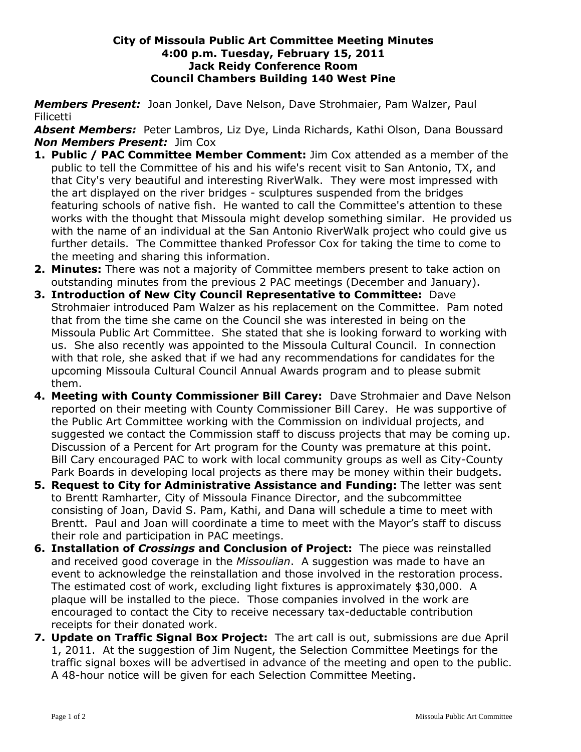**City of Missoula Public Art Committee Meeting Minutes**
**4:00 p.m. Tuesday, February 15, 2011**
**Jack Reidy Conference Room**
**Council Chambers Building 140 West Pine**

***Members Present:*** Joan Jonkel, Dave Nelson, Dave Strohmaier, Pam Walzer, Paul Filicetti
***Absent Members:*** Peter Lambros, Liz Dye, Linda Richards, Kathi Olson, Dana Boussard
***Non Members Present:*** Jim Cox

1. **Public / PAC Committee Member Comment:** Jim Cox attended as a member of the public to tell the Committee of his and his wife's recent visit to San Antonio, TX, and that City's very beautiful and interesting RiverWalk. They were most impressed with the art displayed on the river bridges - sculptures suspended from the bridges featuring schools of native fish. He wanted to call the Committee's attention to these works with the thought that Missoula might develop something similar. He provided us with the name of an individual at the San Antonio RiverWalk project who could give us further details. The Committee thanked Professor Cox for taking the time to come to the meeting and sharing this information.
2. **Minutes:** There was not a majority of Committee members present to take action on outstanding minutes from the previous 2 PAC meetings (December and January).
3. **Introduction of New City Council Representative to Committee:** Dave Strohmaier introduced Pam Walzer as his replacement on the Committee. Pam noted that from the time she came on the Council she was interested in being on the Missoula Public Art Committee. She stated that she is looking forward to working with us. She also recently was appointed to the Missoula Cultural Council. In connection with that role, she asked that if we had any recommendations for candidates for the upcoming Missoula Cultural Council Annual Awards program and to please submit them.
4. **Meeting with County Commissioner Bill Carey:** Dave Strohmaier and Dave Nelson reported on their meeting with County Commissioner Bill Carey. He was supportive of the Public Art Committee working with the Commission on individual projects, and suggested we contact the Commission staff to discuss projects that may be coming up. Discussion of a Percent for Art program for the County was premature at this point. Bill Cary encouraged PAC to work with local community groups as well as City-County Park Boards in developing local projects as there may be money within their budgets.
5. **Request to City for Administrative Assistance and Funding:** The letter was sent to Brentt Ramharter, City of Missoula Finance Director, and the subcommittee consisting of Joan, David S. Pam, Kathi, and Dana will schedule a time to meet with Brentt. Paul and Joan will coordinate a time to meet with the Mayor's staff to discuss their role and participation in PAC meetings.
6. **Installation of *Crossings* and Conclusion of Project:** The piece was reinstalled and received good coverage in the *Missoulian*. A suggestion was made to have an event to acknowledge the reinstallation and those involved in the restoration process. The estimated cost of work, excluding light fixtures is approximately $30,000. A plaque will be installed to the piece. Those companies involved in the work are encouraged to contact the City to receive necessary tax-deductable contribution receipts for their donated work.
7. **Update on Traffic Signal Box Project:** The art call is out, submissions are due April 1, 2011. At the suggestion of Jim Nugent, the Selection Committee Meetings for the traffic signal boxes will be advertised in advance of the meeting and open to the public. A 48-hour notice will be given for each Selection Committee Meeting.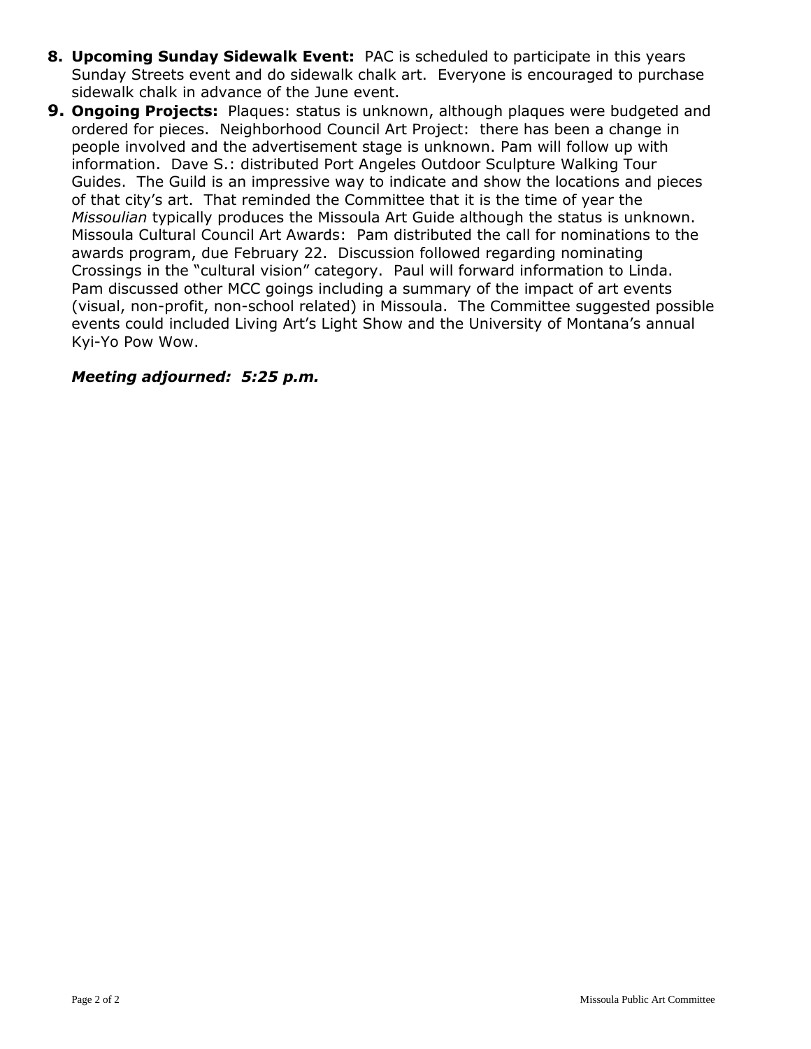8. **Upcoming Sunday Sidewalk Event:** PAC is scheduled to participate in this years Sunday Streets event and do sidewalk chalk art. Everyone is encouraged to purchase sidewalk chalk in advance of the June event.
9. **Ongoing Projects:** Plaques: status is unknown, although plaques were budgeted and ordered for pieces. Neighborhood Council Art Project: there has been a change in people involved and the advertisement stage is unknown. Pam will follow up with information. Dave S.: distributed Port Angeles Outdoor Sculpture Walking Tour Guides. The Guild is an impressive way to indicate and show the locations and pieces of that city's art. That reminded the Committee that it is the time of year the *Missoulian* typically produces the Missoula Art Guide although the status is unknown. Missoula Cultural Council Art Awards: Pam distributed the call for nominations to the awards program, due February 22. Discussion followed regarding nominating Crossings in the "cultural vision" category. Paul will forward information to Linda. Pam discussed other MCC goings including a summary of the impact of art events (visual, non-profit, non-school related) in Missoula. The Committee suggested possible events could included Living Art's Light Show and the University of Montana's annual Kyi-Yo Pow Wow.

***Meeting adjourned: 5:25 p.m.***